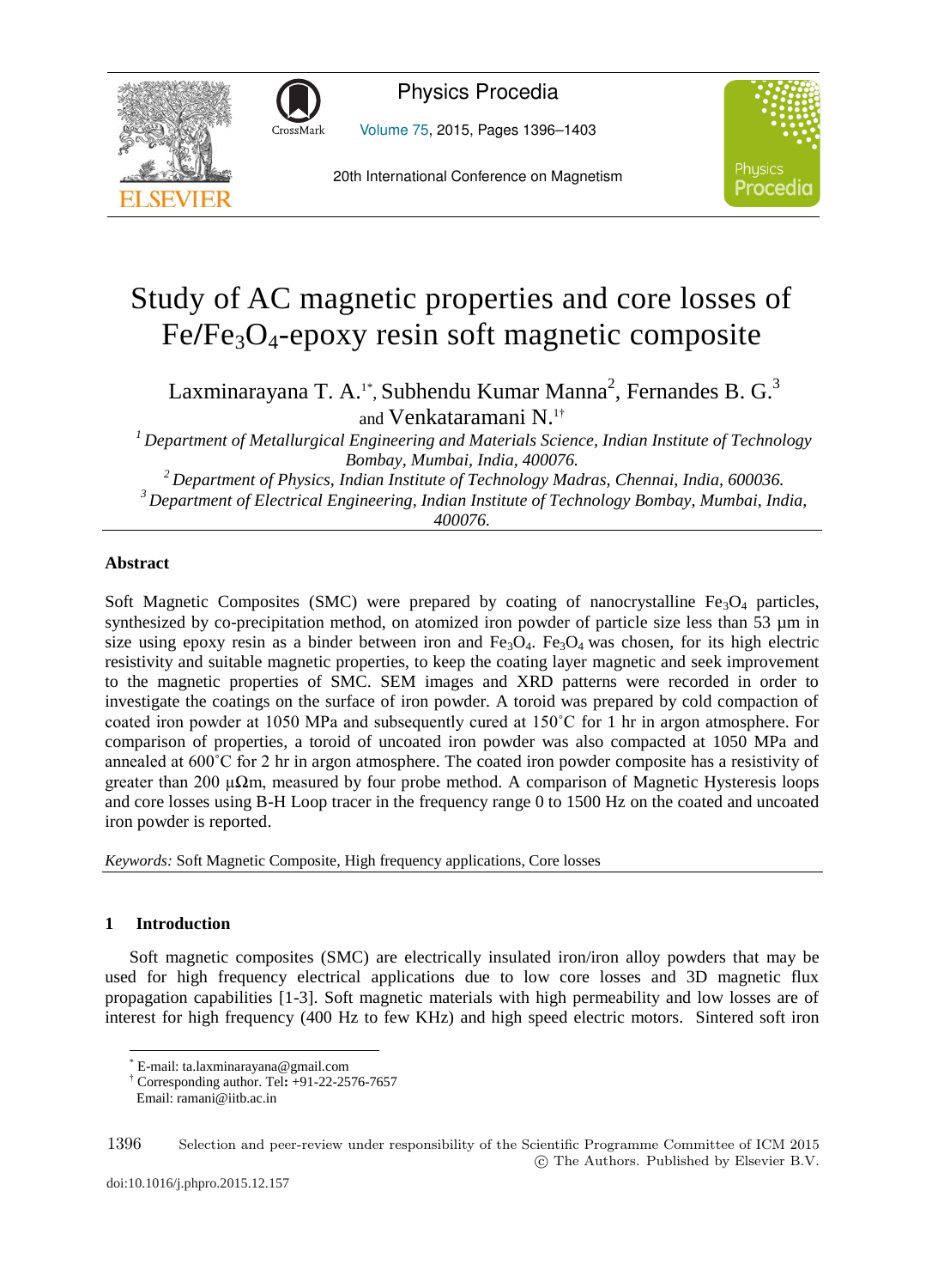# Study of AC magnetic properties and core losses of $Fe/Fe_3O_4$-epoxy resin soft magnetic composite

Laxminarayana T. A.[1*], Subhendu Kumar Manna[2], Fernandes B. G.[3] and Venkataramani N.[1†]

[1] *Department of Metallurgical Engineering and Materials Science, Indian Institute of Technology Bombay, Mumbai, India, 400076.*

[2] *Department of Physics, Indian Institute of Technology Madras, Chennai, India, 600036.*

[3] *Department of Electrical Engineering, Indian Institute of Technology Bombay, Mumbai, India, 400076.*

## Abstract

Soft Magnetic Composites (SMC) were prepared by coating of nanocrystalline $Fe_3O_4$ particles, synthesized by co-precipitation method, on atomized iron powder of particle size less than 53 µm in size using epoxy resin as a binder between iron and $Fe_3O_4$. $Fe_3O_4$ was chosen, for its high electric resistivity and suitable magnetic properties, to keep the coating layer magnetic and seek improvement to the magnetic properties of SMC. SEM images and XRD patterns were recorded in order to investigate the coatings on the surface of iron powder. A toroid was prepared by cold compaction of coated iron powder at 1050 MPa and subsequently cured at 150˚C for 1 hr in argon atmosphere. For comparison of properties, a toroid of uncoated iron powder was also compacted at 1050 MPa and annealed at 600˚C for 2 hr in argon atmosphere. The coated iron powder composite has a resistivity of greater than 200 µΩm, measured by four probe method. A comparison of Magnetic Hysteresis loops and core losses using B-H Loop tracer in the frequency range 0 to 1500 Hz on the coated and uncoated iron powder is reported.

*Keywords:* Soft Magnetic Composite, High frequency applications, Core losses

## 1 Introduction

Soft magnetic composites (SMC) are electrically insulated iron/iron alloy powders that may be used for high frequency electrical applications due to low core losses and 3D magnetic flux propagation capabilities [1-3]. Soft magnetic materials with high permeability and low losses are of interest for high frequency (400 Hz to few KHz) and high speed electric motors. Sintered soft iron

* E-mail: ta.laxminarayana@gmail.com

† Corresponding author. Tel: +91-22-2576-7657
Email: ramani@iitb.ac.in

Selection and peer-review under responsibility of the Scientific Programme Committee of ICM 2015
© The Authors. Published by Elsevier B.V.

doi:10.1016/j.phpro.2015.12.157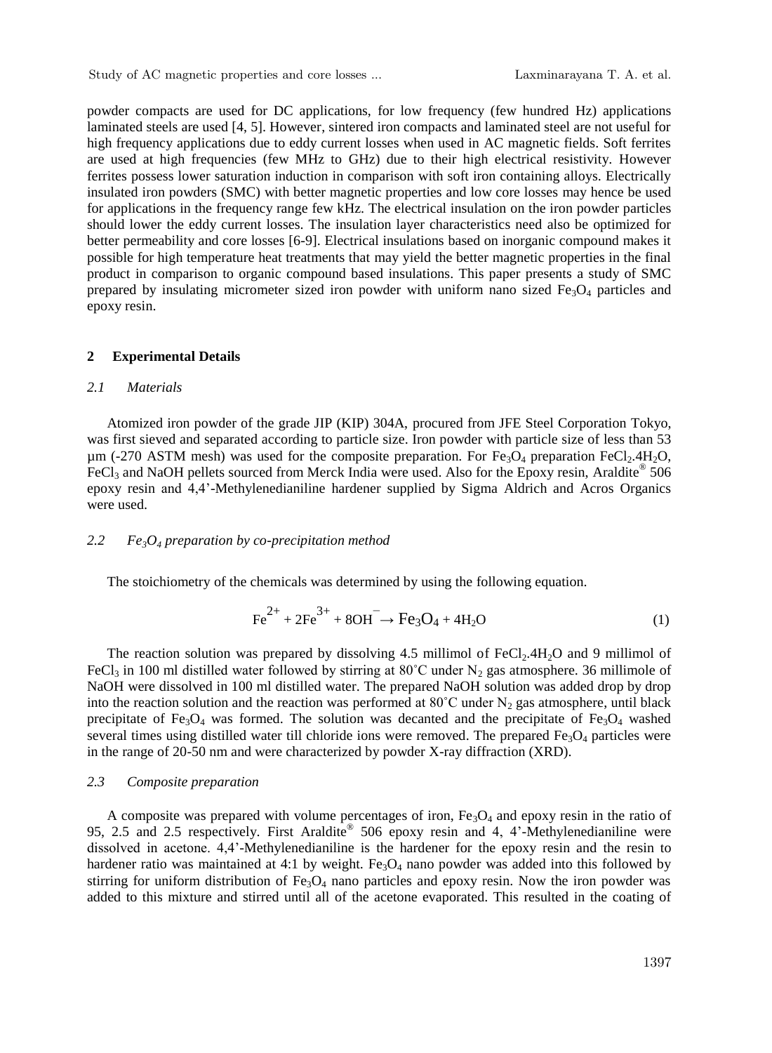powder compacts are used for DC applications, for low frequency (few hundred Hz) applications laminated steels are used [4, 5]. However, sintered iron compacts and laminated steel are not useful for high frequency applications due to eddy current losses when used in AC magnetic fields. Soft ferrites are used at high frequencies (few MHz to GHz) due to their high electrical resistivity. However ferrites possess lower saturation induction in comparison with soft iron containing alloys. Electrically insulated iron powders (SMC) with better magnetic properties and low core losses may hence be used for applications in the frequency range few kHz. The electrical insulation on the iron powder particles should lower the eddy current losses. The insulation layer characteristics need also be optimized for better permeability and core losses [6-9]. Electrical insulations based on inorganic compound makes it possible for high temperature heat treatments that may yield the better magnetic properties in the final product in comparison to organic compound based insulations. This paper presents a study of SMC prepared by insulating micrometer sized iron powder with uniform nano sized $Fe_3O_4$ particles and epoxy resin.

## 2 Experimental Details

### *2.1 Materials*

Atomized iron powder of the grade JIP (KIP) 304A, procured from JFE Steel Corporation Tokyo, was first sieved and separated according to particle size. Iron powder with particle size of less than 53 µm (-270 ASTM mesh) was used for the composite preparation. For $Fe_3O_4$ preparation $FeCl_2.4H_2O$, $FeCl_3$ and NaOH pellets sourced from Merck India were used. Also for the Epoxy resin, Araldite® 506 epoxy resin and 4,4'-Methylenedianiline hardener supplied by Sigma Aldrich and Acros Organics were used.

### *2.2 $Fe_3O_4$ preparation by co-precipitation method*

The stoichiometry of the chemicals was determined by using the following equation.

$$Fe^{2+} + 2Fe^{3+} + 8OH^{-} \rightarrow Fe_3O_4 + 4H_2O \tag{1}$$

The reaction solution was prepared by dissolving 4.5 millimol of $FeCl_2.4H_2O$ and 9 millimol of $FeCl_3$ in 100 ml distilled water followed by stirring at 80˚C under $N_2$ gas atmosphere. 36 millimole of NaOH were dissolved in 100 ml distilled water. The prepared NaOH solution was added drop by drop into the reaction solution and the reaction was performed at 80˚C under $N_2$ gas atmosphere, until black precipitate of $Fe_3O_4$ was formed. The solution was decanted and the precipitate of $Fe_3O_4$ washed several times using distilled water till chloride ions were removed. The prepared $Fe_3O_4$ particles were in the range of 20-50 nm and were characterized by powder X-ray diffraction (XRD).

### *2.3 Composite preparation*

A composite was prepared with volume percentages of iron, $Fe_3O_4$ and epoxy resin in the ratio of 95, 2.5 and 2.5 respectively. First Araldite® 506 epoxy resin and 4, 4'-Methylenedianiline were dissolved in acetone. 4,4'-Methylenedianiline is the hardener for the epoxy resin and the resin to hardener ratio was maintained at 4:1 by weight. $Fe_3O_4$ nano powder was added into this followed by stirring for uniform distribution of $Fe_3O_4$ nano particles and epoxy resin. Now the iron powder was added to this mixture and stirred until all of the acetone evaporated. This resulted in the coating of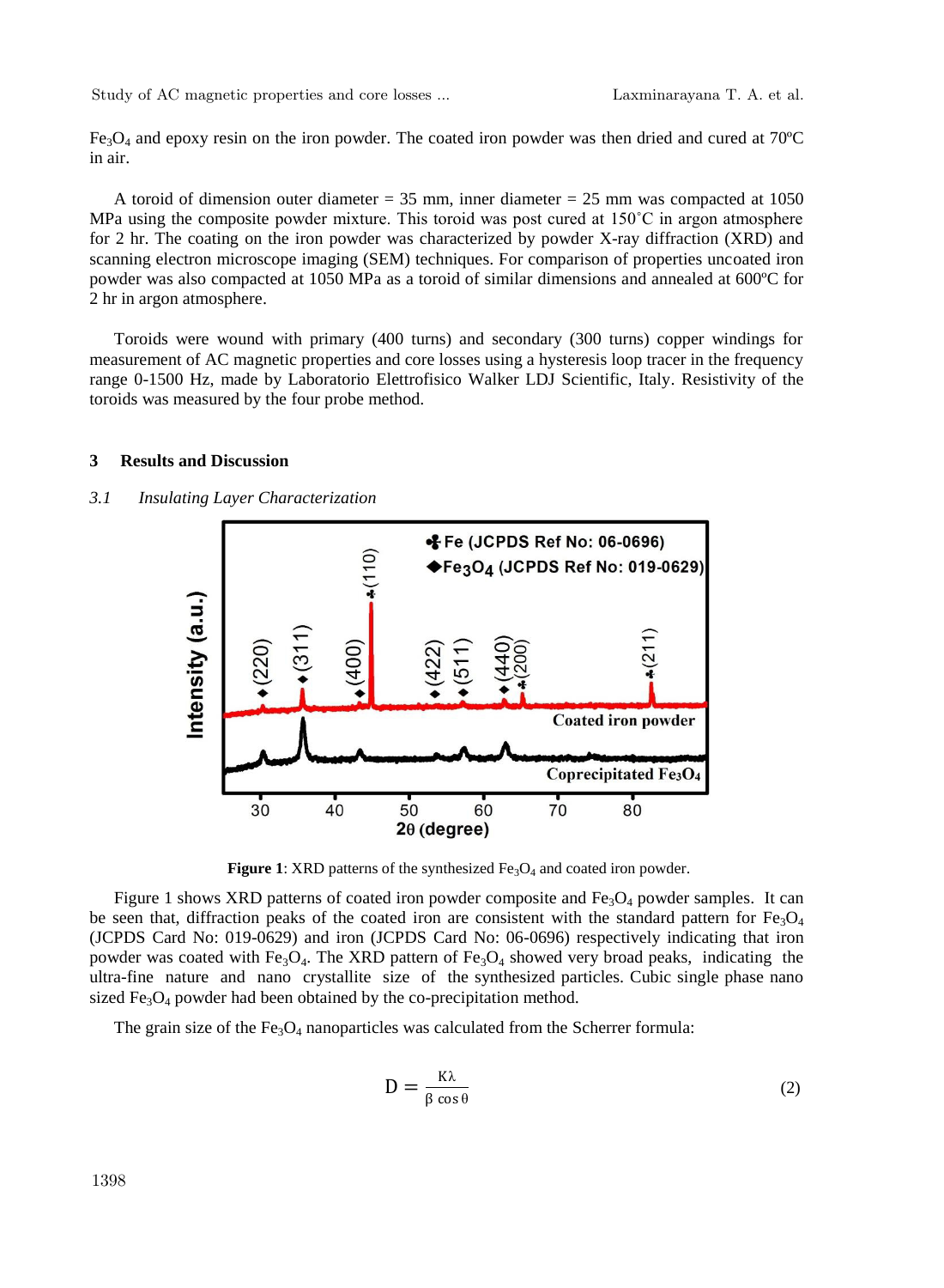$Fe_3O_4$ and epoxy resin on the iron powder. The coated iron powder was then dried and cured at 70ºC in air.

A toroid of dimension outer diameter = 35 mm, inner diameter = 25 mm was compacted at 1050 MPa using the composite powder mixture. This toroid was post cured at 150˚C in argon atmosphere for 2 hr. The coating on the iron powder was characterized by powder X-ray diffraction (XRD) and scanning electron microscope imaging (SEM) techniques. For comparison of properties uncoated iron powder was also compacted at 1050 MPa as a toroid of similar dimensions and annealed at 600ºC for 2 hr in argon atmosphere.

Toroids were wound with primary (400 turns) and secondary (300 turns) copper windings for measurement of AC magnetic properties and core losses using a hysteresis loop tracer in the frequency range 0-1500 Hz, made by Laboratorio Elettrofisico Walker LDJ Scientific, Italy. Resistivity of the toroids was measured by the four probe method.

## 3 Results and Discussion

### *3.1 Insulating Layer Characterization*

**Figure 1**: XRD patterns of the synthesized $Fe_3O_4$ and coated iron powder.

Figure 1 shows XRD patterns of coated iron powder composite and $Fe_3O_4$ powder samples. It can be seen that, diffraction peaks of the coated iron are consistent with the standard pattern for $Fe_3O_4$ (JCPDS Card No: 019-0629) and iron (JCPDS Card No: 06-0696) respectively indicating that iron powder was coated with $Fe_3O_4$. The XRD pattern of $Fe_3O_4$ showed very broad peaks, indicating the ultra-fine nature and nano crystallite size of the synthesized particles. Cubic single phase nano sized $Fe_3O_4$ powder had been obtained by the co-precipitation method.

The grain size of the $Fe_3O_4$ nanoparticles was calculated from the Scherrer formula:

$$D = \frac{K\lambda}{\beta \cos\theta} \tag{2}$$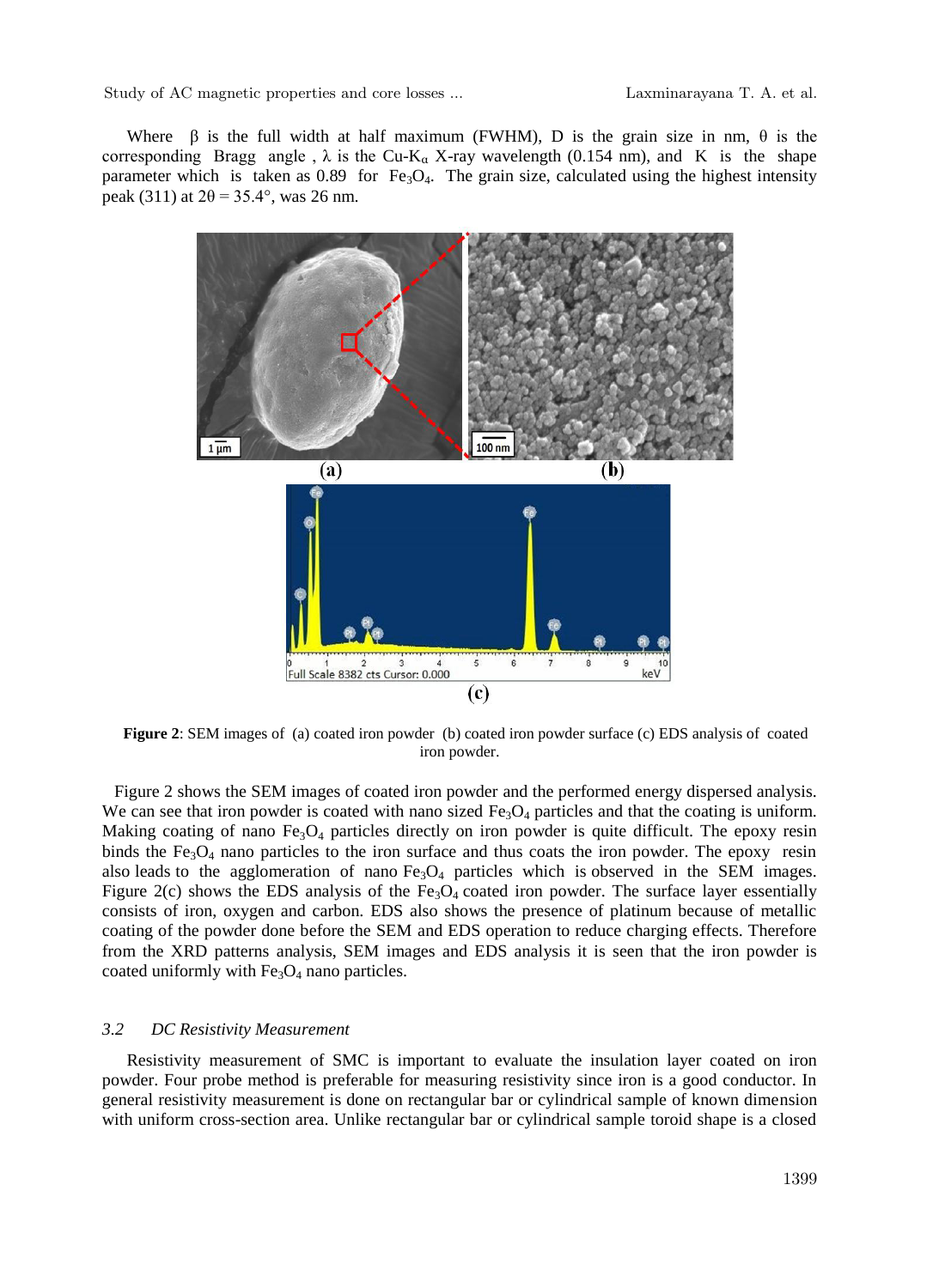Where β is the full width at half maximum (FWHM), D is the grain size in nm, θ is the corresponding Bragg angle , λ is the Cu-$K_\alpha$ X-ray wavelength (0.154 nm), and K is the shape parameter which is taken as 0.89 for $Fe_3O_4$. The grain size, calculated using the highest intensity peak (311) at 2θ = 35.4°, was 26 nm.

**Figure 2**: SEM images of (a) coated iron powder (b) coated iron powder surface (c) EDS analysis of coated iron powder.

Figure 2 shows the SEM images of coated iron powder and the performed energy dispersed analysis. We can see that iron powder is coated with nano sized $Fe_3O_4$ particles and that the coating is uniform. Making coating of nano $Fe_3O_4$ particles directly on iron powder is quite difficult. The epoxy resin binds the $Fe_3O_4$ nano particles to the iron surface and thus coats the iron powder. The epoxy resin also leads to the agglomeration of nano $Fe_3O_4$ particles which is observed in the SEM images. Figure 2(c) shows the EDS analysis of the $Fe_3O_4$ coated iron powder. The surface layer essentially consists of iron, oxygen and carbon. EDS also shows the presence of platinum because of metallic coating of the powder done before the SEM and EDS operation to reduce charging effects. Therefore from the XRD patterns analysis, SEM images and EDS analysis it is seen that the iron powder is coated uniformly with $Fe_3O_4$ nano particles.

### *3.2 DC Resistivity Measurement*

Resistivity measurement of SMC is important to evaluate the insulation layer coated on iron powder. Four probe method is preferable for measuring resistivity since iron is a good conductor. In general resistivity measurement is done on rectangular bar or cylindrical sample of known dimension with uniform cross-section area. Unlike rectangular bar or cylindrical sample toroid shape is a closed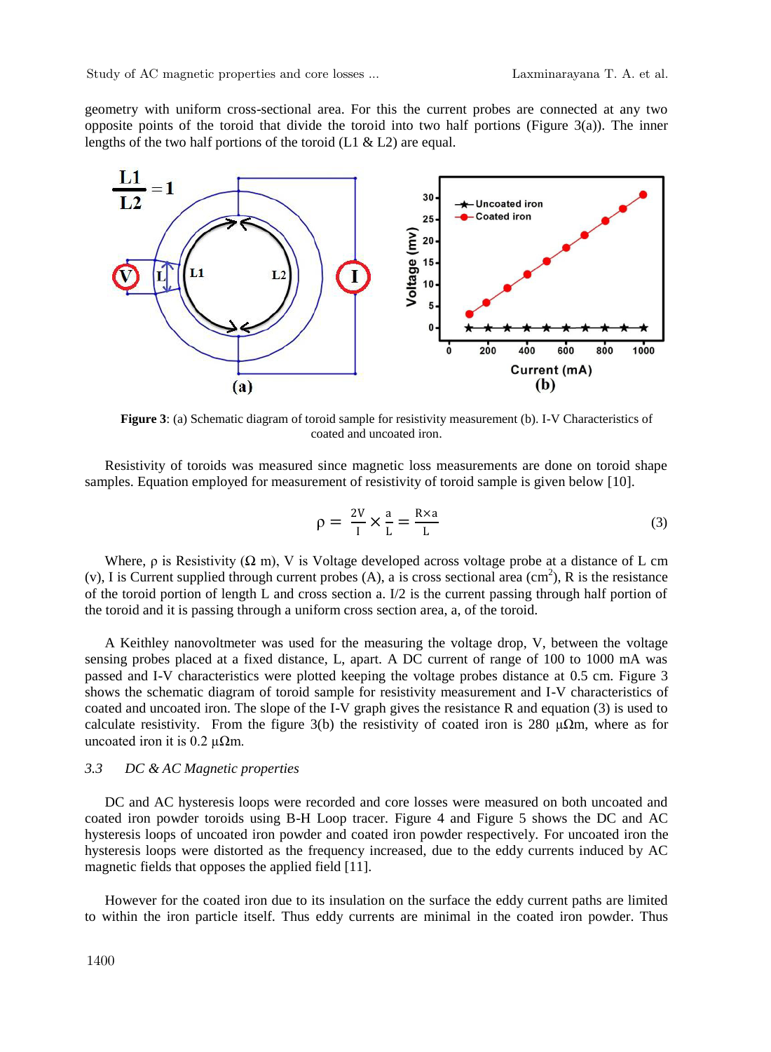geometry with uniform cross-sectional area. For this the current probes are connected at any two opposite points of the toroid that divide the toroid into two half portions (Figure 3(a)). The inner lengths of the two half portions of the toroid (L1 & L2) are equal.

**Figure 3**: (a) Schematic diagram of toroid sample for resistivity measurement (b). I-V Characteristics of coated and uncoated iron.

Resistivity of toroids was measured since magnetic loss measurements are done on toroid shape samples. Equation employed for measurement of resistivity of toroid sample is given below [10].

$$\rho = \frac{2V}{I} \times \frac{a}{L} = \frac{R \times a}{L} \tag{3}$$

Where, $\rho$ is Resistivity ($\Omega$ m), V is Voltage developed across voltage probe at a distance of L cm (v), I is Current supplied through current probes (A), a is cross sectional area ($cm^2$), R is the resistance of the toroid portion of length L and cross section a. I/2 is the current passing through half portion of the toroid and it is passing through a uniform cross section area, a, of the toroid.

A Keithley nanovoltmeter was used for the measuring the voltage drop, V, between the voltage sensing probes placed at a fixed distance, L, apart. A DC current of range of 100 to 1000 mA was passed and I-V characteristics were plotted keeping the voltage probes distance at 0.5 cm. Figure 3 shows the schematic diagram of toroid sample for resistivity measurement and I-V characteristics of coated and uncoated iron. The slope of the I-V graph gives the resistance R and equation (3) is used to calculate resistivity. From the figure 3(b) the resistivity of coated iron is 280 $\mu\Omega$m, where as for uncoated iron it is 0.2 $\mu\Omega$m.

### *3.3 DC & AC Magnetic properties*

DC and AC hysteresis loops were recorded and core losses were measured on both uncoated and coated iron powder toroids using B-H Loop tracer. Figure 4 and Figure 5 shows the DC and AC hysteresis loops of uncoated iron powder and coated iron powder respectively. For uncoated iron the hysteresis loops were distorted as the frequency increased, due to the eddy currents induced by AC magnetic fields that opposes the applied field [11].

However for the coated iron due to its insulation on the surface the eddy current paths are limited to within the iron particle itself. Thus eddy currents are minimal in the coated iron powder. Thus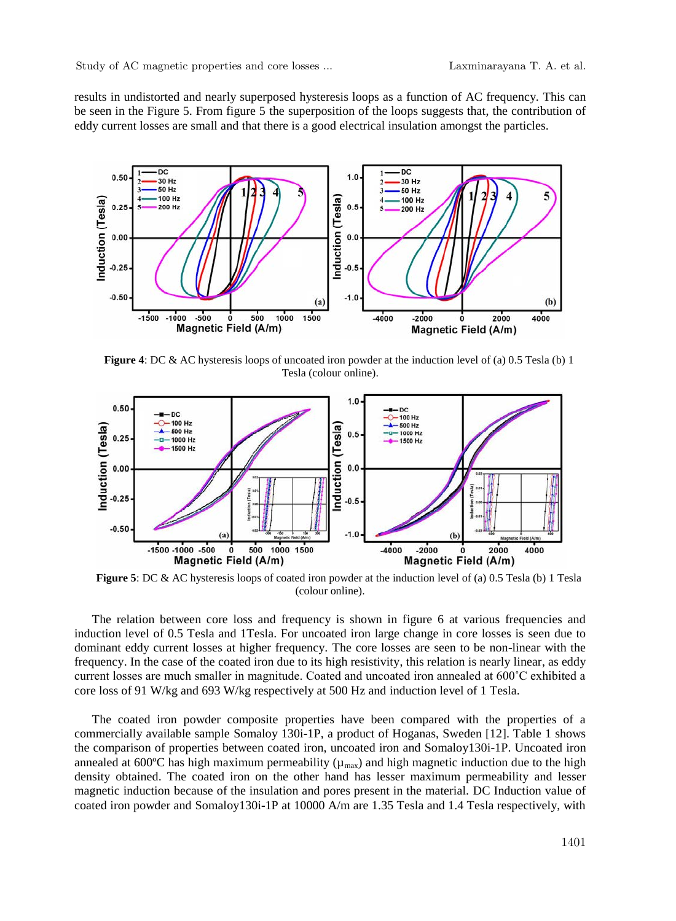results in undistorted and nearly superposed hysteresis loops as a function of AC frequency. This can be seen in the Figure 5. From figure 5 the superposition of the loops suggests that, the contribution of eddy current losses are small and that there is a good electrical insulation amongst the particles.

**Figure 4**: DC & AC hysteresis loops of uncoated iron powder at the induction level of (a) 0.5 Tesla (b) 1 Tesla (colour online).

**Figure 5**: DC & AC hysteresis loops of coated iron powder at the induction level of (a) 0.5 Tesla (b) 1 Tesla (colour online).

The relation between core loss and frequency is shown in figure 6 at various frequencies and induction level of 0.5 Tesla and 1Tesla. For uncoated iron large change in core losses is seen due to dominant eddy current losses at higher frequency. The core losses are seen to be non-linear with the frequency. In the case of the coated iron due to its high resistivity, this relation is nearly linear, as eddy current losses are much smaller in magnitude. Coated and uncoated iron annealed at 600˚C exhibited a core loss of 91 W/kg and 693 W/kg respectively at 500 Hz and induction level of 1 Tesla.

The coated iron powder composite properties have been compared with the properties of a commercially available sample Somaloy 130i-1P, a product of Hoganas, Sweden [12]. Table 1 shows the comparison of properties between coated iron, uncoated iron and Somaloy130i-1P. Uncoated iron annealed at 600ºC has high maximum permeability ($\mu_{max}$) and high magnetic induction due to the high density obtained. The coated iron on the other hand has lesser maximum permeability and lesser magnetic induction because of the insulation and pores present in the material. DC Induction value of coated iron powder and Somaloy130i-1P at 10000 A/m are 1.35 Tesla and 1.4 Tesla respectively, with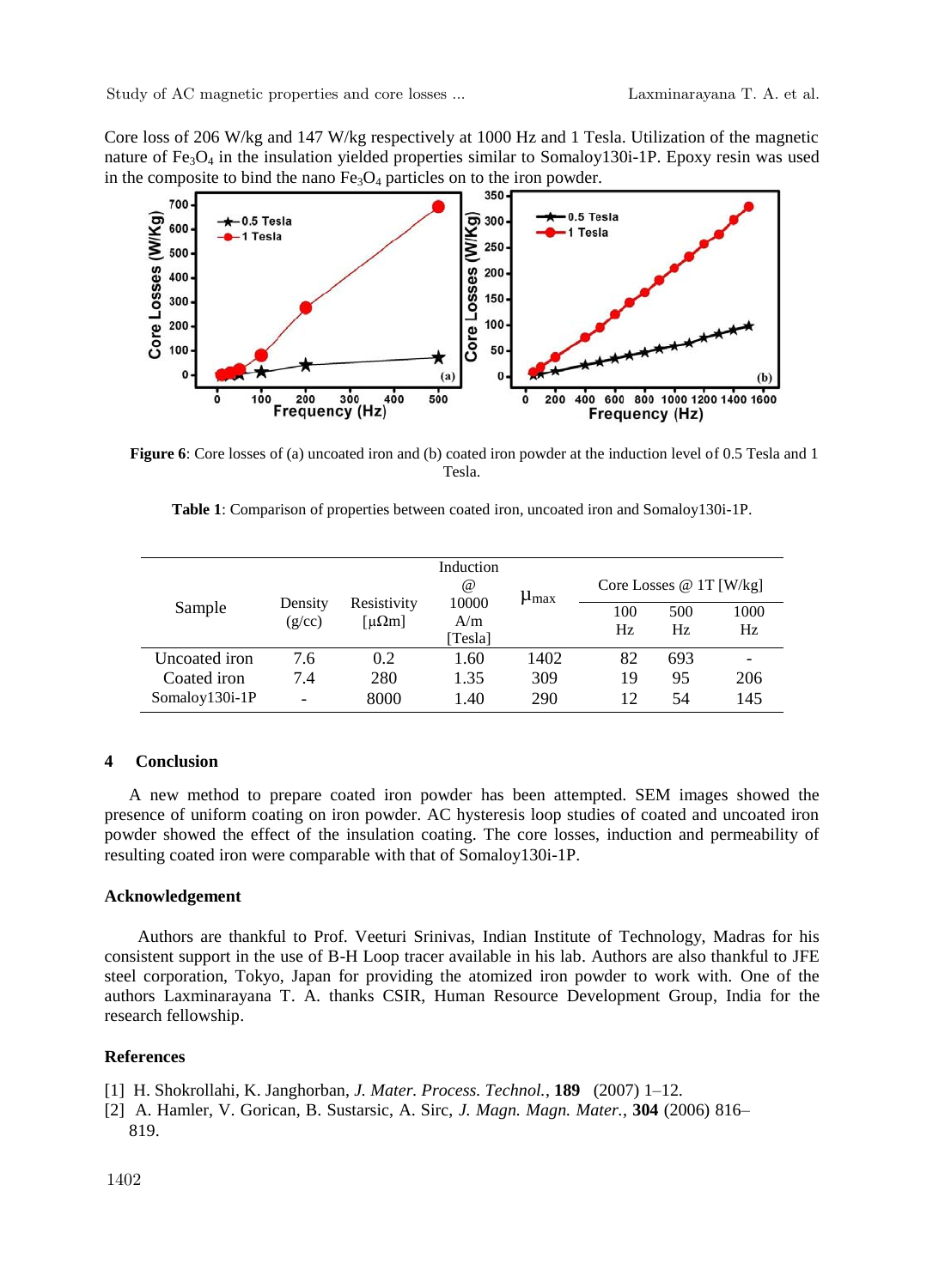Core loss of 206 W/kg and 147 W/kg respectively at 1000 Hz and 1 Tesla. Utilization of the magnetic nature of $Fe_3O_4$ in the insulation yielded properties similar to Somaloy130i-1P. Epoxy resin was used in the composite to bind the nano $Fe_3O_4$ particles on to the iron powder.

**Figure 6**: Core losses of (a) uncoated iron and (b) coated iron powder at the induction level of 0.5 Tesla and 1 Tesla.

**Table 1**: Comparison of properties between coated iron, uncoated iron and Somaloy130i-1P.

| Sample | Density (g/cc) | Resistivity [μΩm] | Induction @ 10000 A/m [Tesla] | $\mu_{max}$ | Core Losses @ 1T [W/kg] | | |
|---|---|---|---|---|---|---|---|
| | | | | | 100 Hz | 500 Hz | 1000 Hz |
| Uncoated iron | 7.6 | 0.2 | 1.60 | 1402 | 82 | 693 | - |
| Coated iron | 7.4 | 280 | 1.35 | 309 | 19 | 95 | 206 |
| Somaloy130i-1P | - | 8000 | 1.40 | 290 | 12 | 54 | 145 |

## 4 Conclusion

A new method to prepare coated iron powder has been attempted. SEM images showed the presence of uniform coating on iron powder. AC hysteresis loop studies of coated and uncoated iron powder showed the effect of the insulation coating. The core losses, induction and permeability of resulting coated iron were comparable with that of Somaloy130i-1P.

### Acknowledgement

Authors are thankful to Prof. Veeturi Srinivas, Indian Institute of Technology, Madras for his consistent support in the use of B-H Loop tracer available in his lab. Authors are also thankful to JFE steel corporation, Tokyo, Japan for providing the atomized iron powder to work with. One of the authors Laxminarayana T. A. thanks CSIR, Human Resource Development Group, India for the research fellowship.

### References

[1] H. Shokrollahi, K. Janghorban, *J. Mater. Process. Technol.*, **189** (2007) 1–12.

[2] A. Hamler, V. Gorican, B. Sustarsic, A. Sirc, *J. Magn. Magn. Mater.*, **304** (2006) 816–819.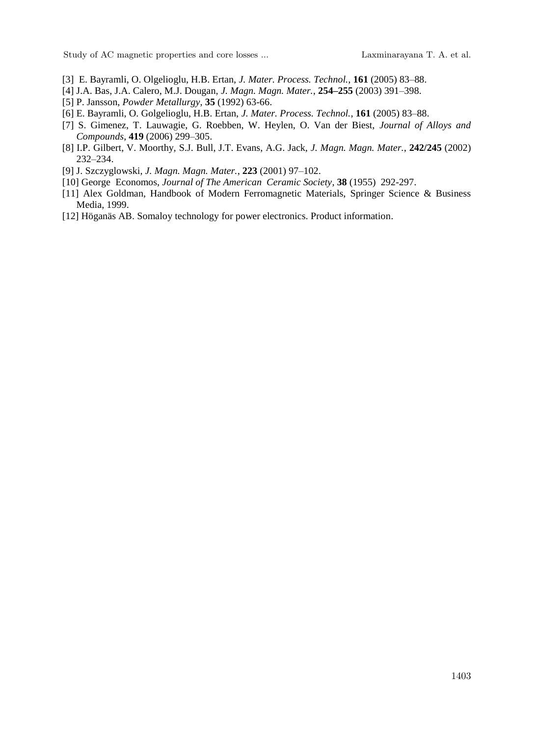[3] E. Bayramli, O. Olgelioglu, H.B. Ertan, *J. Mater. Process. Technol.*, **161** (2005) 83–88.

[4] J.A. Bas, J.A. Calero, M.J. Dougan, *J. Magn. Magn. Mater.*, **254–255** (2003) 391–398.

[5] P. Jansson, *Powder Metallurgy*, **35** (1992) 63-66.

[6] E. Bayramli, O. Golgelioglu, H.B. Ertan, *J. Mater. Process. Technol.*, **161** (2005) 83–88.

[7] S. Gimenez, T. Lauwagie, G. Roebben, W. Heylen, O. Van der Biest, *Journal of Alloys and Compounds*, **419** (2006) 299–305.

[8] I.P. Gilbert, V. Moorthy, S.J. Bull, J.T. Evans, A.G. Jack, *J. Magn. Magn. Mater.*, **242/245** (2002) 232–234.

[9] J. Szczyglowski, *J. Magn. Magn. Mater.*, **223** (2001) 97–102.

[10] George Economos, *Journal of The American Ceramic Society*, **38** (1955) 292-297.

[11] Alex Goldman, Handbook of Modern Ferromagnetic Materials, Springer Science & Business Media, 1999.

[12] Höganäs AB. Somaloy technology for power electronics. Product information.